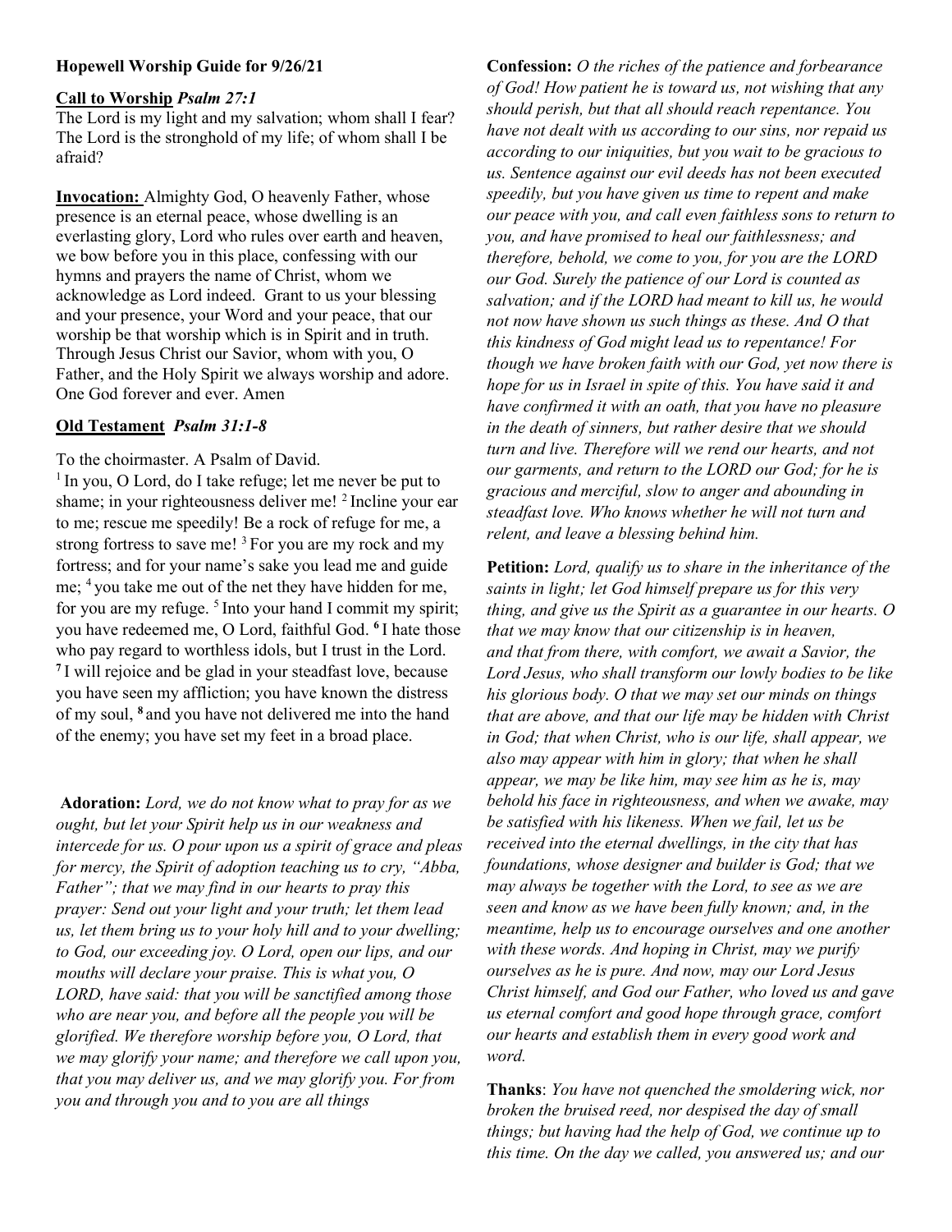**Hopewell Worship Guide for 9/26/21**

**Call to Worship** ***Psalm 27:1***

The Lord is my light and my salvation; whom shall I fear? The Lord is the stronghold of my life; of whom shall I be afraid?

**Invocation:** Almighty God, O heavenly Father, whose presence is an eternal peace, whose dwelling is an everlasting glory, Lord who rules over earth and heaven, we bow before you in this place, confessing with our hymns and prayers the name of Christ, whom we acknowledge as Lord indeed. Grant to us your blessing and your presence, your Word and your peace, that our worship be that worship which is in Spirit and in truth. Through Jesus Christ our Savior, whom with you, O Father, and the Holy Spirit we always worship and adore. One God forever and ever. Amen

**Old Testament** ***Psalm 31:1-8***

To the choirmaster. A Psalm of David.

[1] In you, O Lord, do I take refuge; let me never be put to shame; in your righteousness deliver me! [2] Incline your ear to me; rescue me speedily! Be a rock of refuge for me, a strong fortress to save me! [3] For you are my rock and my fortress; and for your name's sake you lead me and guide me; [4] you take me out of the net they have hidden for me, for you are my refuge. [5] Into your hand I commit my spirit; you have redeemed me, O Lord, faithful God. **[6]** I hate those who pay regard to worthless idols, but I trust in the Lord. **[7]** I will rejoice and be glad in your steadfast love, because you have seen my affliction; you have known the distress of my soul, **[8]** and you have not delivered me into the hand of the enemy; you have set my feet in a broad place.

**Adoration:** *Lord, we do not know what to pray for as we ought, but let your Spirit help us in our weakness and intercede for us. O pour upon us a spirit of grace and pleas for mercy, the Spirit of adoption teaching us to cry, "Abba, Father"; that we may find in our hearts to pray this prayer: Send out your light and your truth; let them lead us, let them bring us to your holy hill and to your dwelling; to God, our exceeding joy. O Lord, open our lips, and our mouths will declare your praise. This is what you, O LORD, have said: that you will be sanctified among those who are near you, and before all the people you will be glorified. We therefore worship before you, O Lord, that we may glorify your name; and therefore we call upon you, that you may deliver us, and we may glorify you. For from you and through you and to you are all things*

**Confession:** *O the riches of the patience and forbearance of God! How patient he is toward us, not wishing that any should perish, but that all should reach repentance. You have not dealt with us according to our sins, nor repaid us according to our iniquities, but you wait to be gracious to us. Sentence against our evil deeds has not been executed speedily, but you have given us time to repent and make our peace with you, and call even faithless sons to return to you, and have promised to heal our faithlessness; and therefore, behold, we come to you, for you are the LORD our God. Surely the patience of our Lord is counted as salvation; and if the LORD had meant to kill us, he would not now have shown us such things as these. And O that this kindness of God might lead us to repentance! For though we have broken faith with our God, yet now there is hope for us in Israel in spite of this. You have said it and have confirmed it with an oath, that you have no pleasure in the death of sinners, but rather desire that we should turn and live. Therefore will we rend our hearts, and not our garments, and return to the LORD our God; for he is gracious and merciful, slow to anger and abounding in steadfast love. Who knows whether he will not turn and relent, and leave a blessing behind him.*

**Petition:** *Lord, qualify us to share in the inheritance of the saints in light; let God himself prepare us for this very thing, and give us the Spirit as a guarantee in our hearts. O that we may know that our citizenship is in heaven, and that from there, with comfort, we await a Savior, the Lord Jesus, who shall transform our lowly bodies to be like his glorious body. O that we may set our minds on things that are above, and that our life may be hidden with Christ in God; that when Christ, who is our life, shall appear, we also may appear with him in glory; that when he shall appear, we may be like him, may see him as he is, may behold his face in righteousness, and when we awake, may be satisfied with his likeness. When we fail, let us be received into the eternal dwellings, in the city that has foundations, whose designer and builder is God; that we may always be together with the Lord, to see as we are seen and know as we have been fully known; and, in the meantime, help us to encourage ourselves and one another with these words. And hoping in Christ, may we purify ourselves as he is pure. And now, may our Lord Jesus Christ himself, and God our Father, who loved us and gave us eternal comfort and good hope through grace, comfort our hearts and establish them in every good work and word.*

**Thanks**: *You have not quenched the smoldering wick, nor broken the bruised reed, nor despised the day of small things; but having had the help of God, we continue up to this time. On the day we called, you answered us; and our*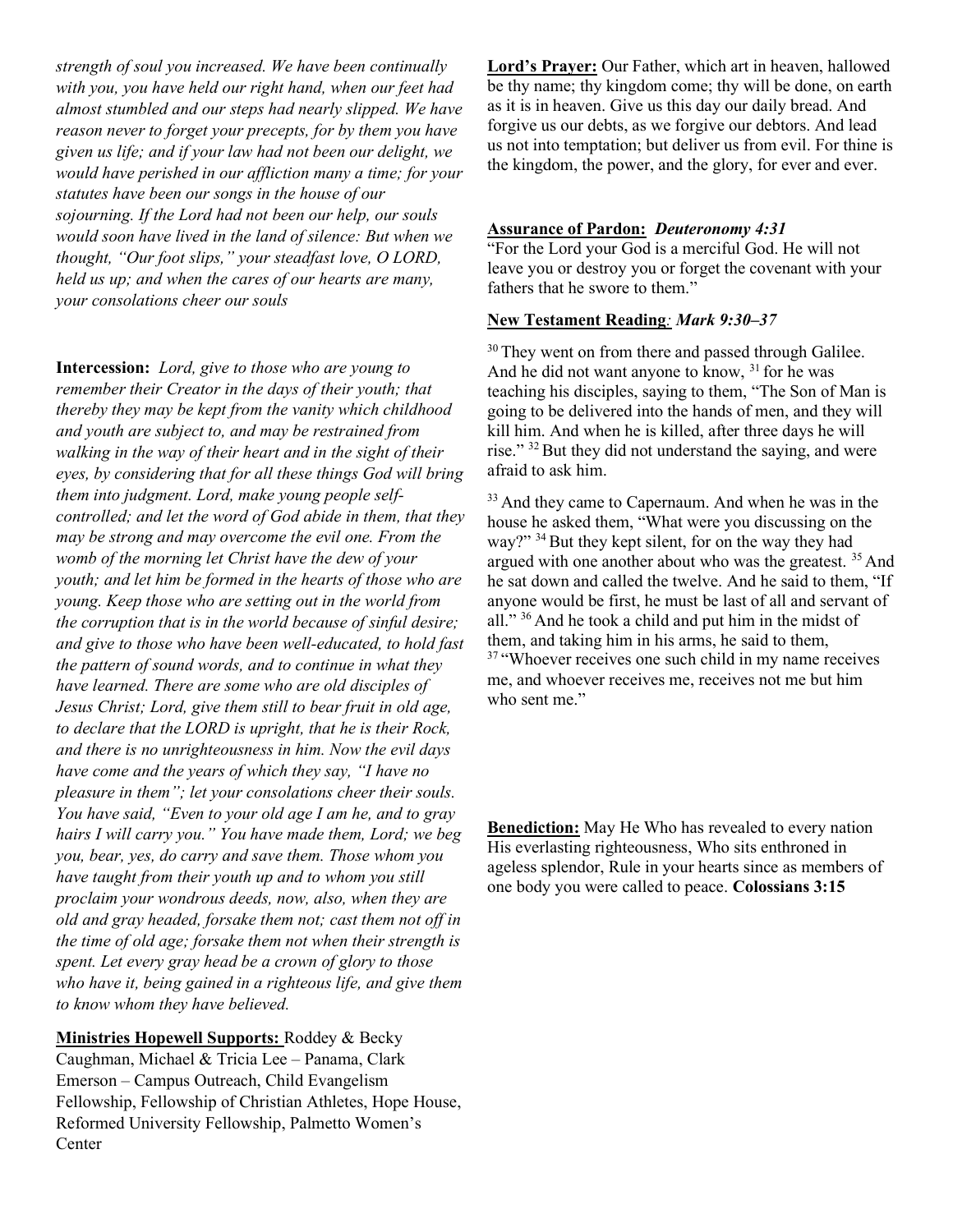*strength of soul you increased. We have been continually with you, you have held our right hand, when our feet had almost stumbled and our steps had nearly slipped. We have reason never to forget your precepts, for by them you have given us life; and if your law had not been our delight, we would have perished in our affliction many a time; for your statutes have been our songs in the house of our sojourning. If the Lord had not been our help, our souls would soon have lived in the land of silence: But when we thought, "Our foot slips," your steadfast love, O LORD, held us up; and when the cares of our hearts are many, your consolations cheer our souls*

**Intercession:** *Lord, give to those who are young to remember their Creator in the days of their youth; that thereby they may be kept from the vanity which childhood and youth are subject to, and may be restrained from walking in the way of their heart and in the sight of their eyes, by considering that for all these things God will bring them into judgment. Lord, make young people self-controlled; and let the word of God abide in them, that they may be strong and may overcome the evil one. From the womb of the morning let Christ have the dew of your youth; and let him be formed in the hearts of those who are young. Keep those who are setting out in the world from the corruption that is in the world because of sinful desire; and give to those who have been well-educated, to hold fast the pattern of sound words, and to continue in what they have learned. There are some who are old disciples of Jesus Christ; Lord, give them still to bear fruit in old age, to declare that the LORD is upright, that he is their Rock, and there is no unrighteousness in him. Now the evil days have come and the years of which they say, "I have no pleasure in them"; let your consolations cheer their souls. You have said, "Even to your old age I am he, and to gray hairs I will carry you." You have made them, Lord; we beg you, bear, yes, do carry and save them. Those whom you have taught from their youth up and to whom you still proclaim your wondrous deeds, now, also, when they are old and gray headed, forsake them not; cast them not off in the time of old age; forsake them not when their strength is spent. Let every gray head be a crown of glory to those who have it, being gained in a righteous life, and give them to know whom they have believed.*

**Ministries Hopewell Supports:** Roddey & Becky Caughman, Michael & Tricia Lee – Panama, Clark Emerson – Campus Outreach, Child Evangelism Fellowship, Fellowship of Christian Athletes, Hope House, Reformed University Fellowship, Palmetto Women's Center

**Lord's Prayer:** Our Father, which art in heaven, hallowed be thy name; thy kingdom come; thy will be done, on earth as it is in heaven. Give us this day our daily bread. And forgive us our debts, as we forgive our debtors. And lead us not into temptation; but deliver us from evil. For thine is the kingdom, the power, and the glory, for ever and ever.

**Assurance of Pardon:** ***Deuteronomy 4:31***

"For the Lord your God is a merciful God. He will not leave you or destroy you or forget the covenant with your fathers that he swore to them."

**New Testament Reading***:* ***Mark 9:30–37***

[30] They went on from there and passed through Galilee. And he did not want anyone to know, [31] for he was teaching his disciples, saying to them, "The Son of Man is going to be delivered into the hands of men, and they will kill him. And when he is killed, after three days he will rise." [32] But they did not understand the saying, and were afraid to ask him.

[33] And they came to Capernaum. And when he was in the house he asked them, "What were you discussing on the way?" [34] But they kept silent, for on the way they had argued with one another about who was the greatest. [35] And he sat down and called the twelve. And he said to them, "If anyone would be first, he must be last of all and servant of all." [36] And he took a child and put him in the midst of them, and taking him in his arms, he said to them, [37] "Whoever receives one such child in my name receives me, and whoever receives me, receives not me but him who sent me."

**Benediction:** May He Who has revealed to every nation His everlasting righteousness, Who sits enthroned in ageless splendor, Rule in your hearts since as members of one body you were called to peace. **Colossians 3:15**